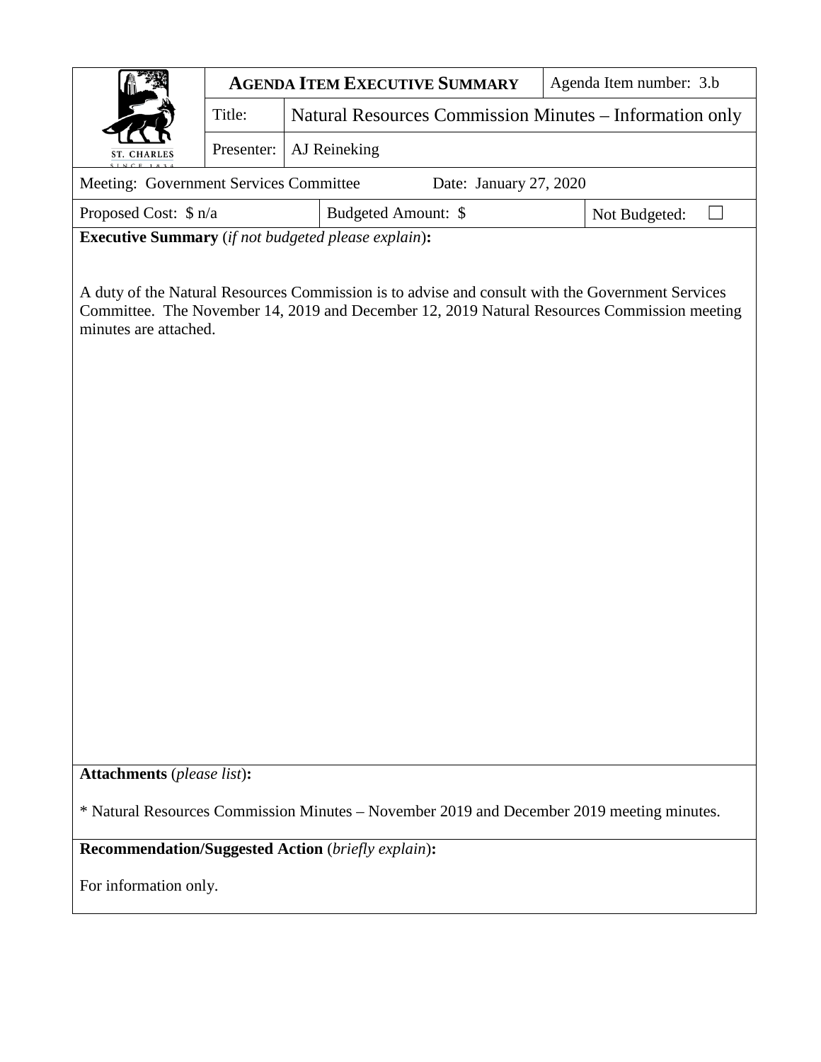| ST. CHARLES SINCE 1834 | **AGENDA ITEM EXECUTIVE SUMMARY** | | Agenda Item number: 3.b |
|---|---|---|---|
| | Title: | Natural Resources Commission Minutes – Information only | |
| | Presenter: | AJ Reineking | |

Meeting: Government Services Committee Date: January 27, 2020

| Proposed Cost: $ n/a | Budgeted Amount: $ | Not Budgeted: ☐ |
|---|---|---|

**Executive Summary** (*if not budgeted please explain*)**:**

A duty of the Natural Resources Commission is to advise and consult with the Government Services Committee. The November 14, 2019 and December 12, 2019 Natural Resources Commission meeting minutes are attached.

**Attachments** (*please list*)**:**

* Natural Resources Commission Minutes – November 2019 and December 2019 meeting minutes.

**Recommendation/Suggested Action** (*briefly explain*)**:**

For information only.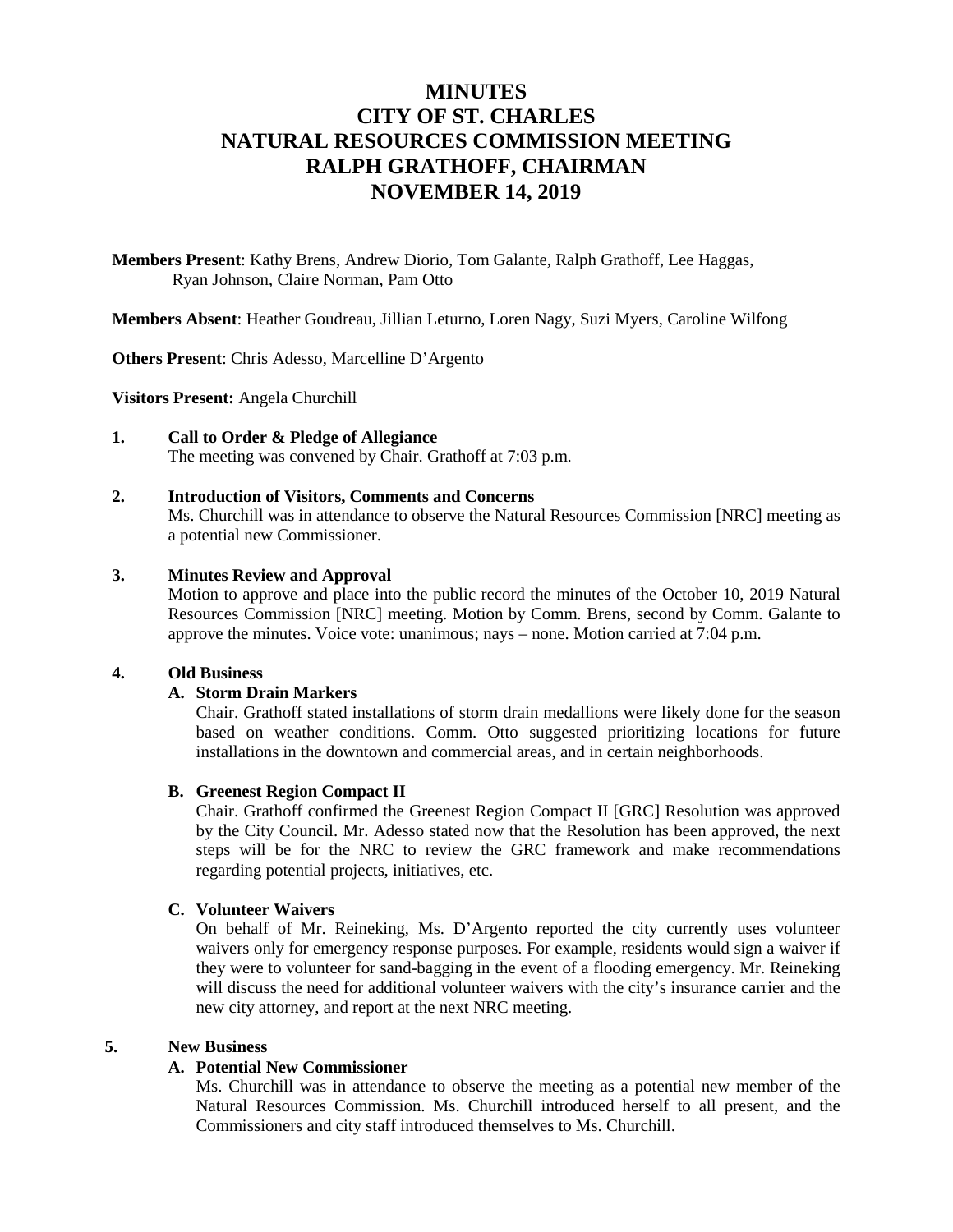# MINUTES
# CITY OF ST. CHARLES
# NATURAL RESOURCES COMMISSION MEETING
# RALPH GRATHOFF, CHAIRMAN
# NOVEMBER 14, 2019

**Members Present**: Kathy Brens, Andrew Diorio, Tom Galante, Ralph Grathoff, Lee Haggas, Ryan Johnson, Claire Norman, Pam Otto

**Members Absent**: Heather Goudreau, Jillian Leturno, Loren Nagy, Suzi Myers, Caroline Wilfong

**Others Present**: Chris Adesso, Marcelline D'Argento

**Visitors Present:** Angela Churchill

**1. Call to Order & Pledge of Allegiance**

The meeting was convened by Chair. Grathoff at 7:03 p.m.

**2. Introduction of Visitors, Comments and Concerns**

Ms. Churchill was in attendance to observe the Natural Resources Commission [NRC] meeting as a potential new Commissioner.

**3. Minutes Review and Approval**

Motion to approve and place into the public record the minutes of the October 10, 2019 Natural Resources Commission [NRC] meeting. Motion by Comm. Brens, second by Comm. Galante to approve the minutes. Voice vote: unanimous; nays – none. Motion carried at 7:04 p.m.

**4. Old Business**

**A. Storm Drain Markers**

Chair. Grathoff stated installations of storm drain medallions were likely done for the season based on weather conditions. Comm. Otto suggested prioritizing locations for future installations in the downtown and commercial areas, and in certain neighborhoods.

**B. Greenest Region Compact II**

Chair. Grathoff confirmed the Greenest Region Compact II [GRC] Resolution was approved by the City Council. Mr. Adesso stated now that the Resolution has been approved, the next steps will be for the NRC to review the GRC framework and make recommendations regarding potential projects, initiatives, etc.

**C. Volunteer Waivers**

On behalf of Mr. Reineking, Ms. D'Argento reported the city currently uses volunteer waivers only for emergency response purposes. For example, residents would sign a waiver if they were to volunteer for sand-bagging in the event of a flooding emergency. Mr. Reineking will discuss the need for additional volunteer waivers with the city's insurance carrier and the new city attorney, and report at the next NRC meeting.

**5. New Business**

**A. Potential New Commissioner**

Ms. Churchill was in attendance to observe the meeting as a potential new member of the Natural Resources Commission. Ms. Churchill introduced herself to all present, and the Commissioners and city staff introduced themselves to Ms. Churchill.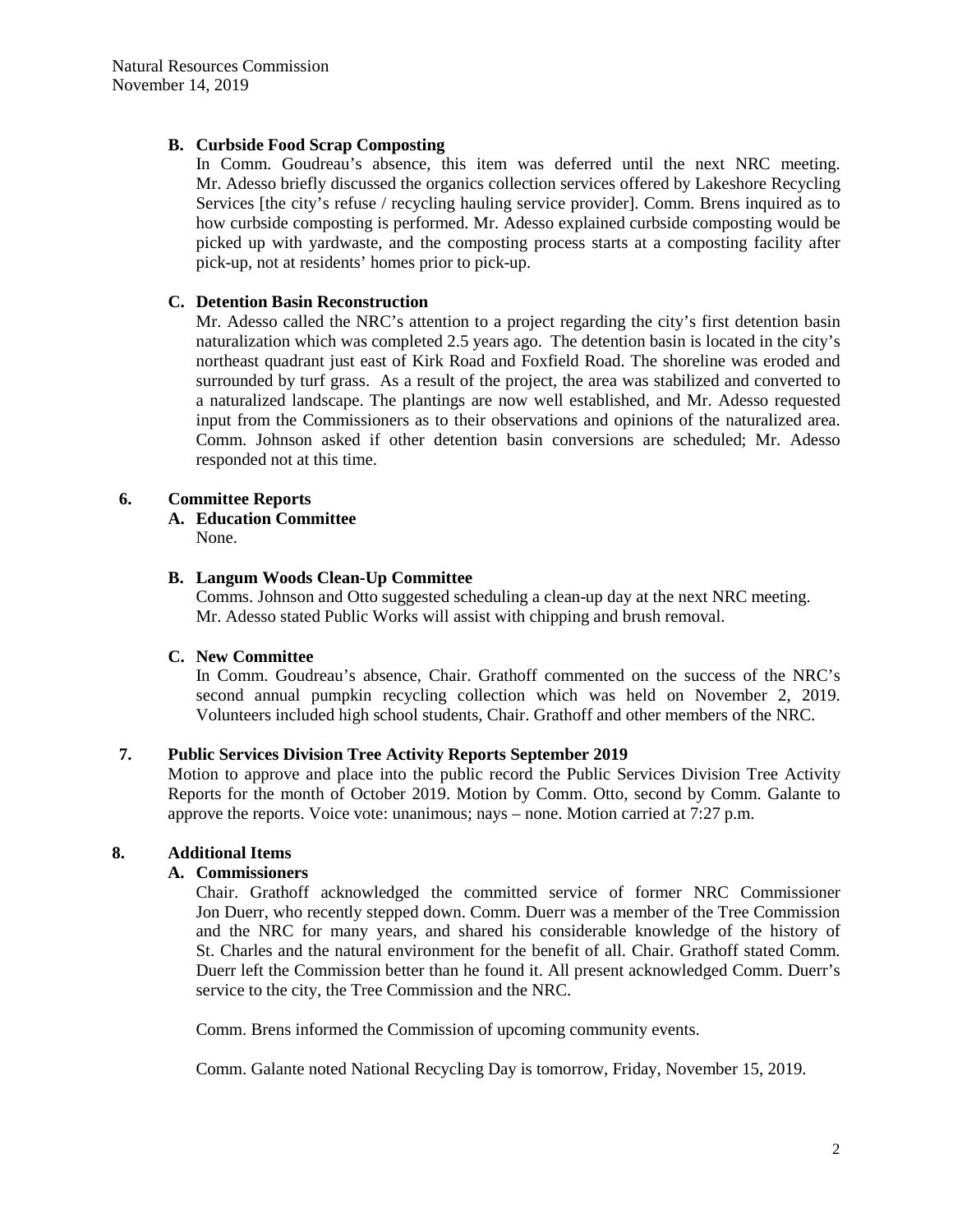**B. Curbside Food Scrap Composting**

In Comm. Goudreau's absence, this item was deferred until the next NRC meeting. Mr. Adesso briefly discussed the organics collection services offered by Lakeshore Recycling Services [the city's refuse / recycling hauling service provider]. Comm. Brens inquired as to how curbside composting is performed. Mr. Adesso explained curbside composting would be picked up with yardwaste, and the composting process starts at a composting facility after pick-up, not at residents' homes prior to pick-up.

**C. Detention Basin Reconstruction**

Mr. Adesso called the NRC's attention to a project regarding the city's first detention basin naturalization which was completed 2.5 years ago. The detention basin is located in the city's northeast quadrant just east of Kirk Road and Foxfield Road. The shoreline was eroded and surrounded by turf grass. As a result of the project, the area was stabilized and converted to a naturalized landscape. The plantings are now well established, and Mr. Adesso requested input from the Commissioners as to their observations and opinions of the naturalized area. Comm. Johnson asked if other detention basin conversions are scheduled; Mr. Adesso responded not at this time.

**6. Committee Reports**

**A. Education Committee**

None.

**B. Langum Woods Clean-Up Committee**

Comms. Johnson and Otto suggested scheduling a clean-up day at the next NRC meeting. Mr. Adesso stated Public Works will assist with chipping and brush removal.

**C. New Committee**

In Comm. Goudreau's absence, Chair. Grathoff commented on the success of the NRC's second annual pumpkin recycling collection which was held on November 2, 2019. Volunteers included high school students, Chair. Grathoff and other members of the NRC.

**7. Public Services Division Tree Activity Reports September 2019**

Motion to approve and place into the public record the Public Services Division Tree Activity Reports for the month of October 2019. Motion by Comm. Otto, second by Comm. Galante to approve the reports. Voice vote: unanimous; nays – none. Motion carried at 7:27 p.m.

**8. Additional Items**

**A. Commissioners**

Chair. Grathoff acknowledged the committed service of former NRC Commissioner Jon Duerr, who recently stepped down. Comm. Duerr was a member of the Tree Commission and the NRC for many years, and shared his considerable knowledge of the history of St. Charles and the natural environment for the benefit of all. Chair. Grathoff stated Comm. Duerr left the Commission better than he found it. All present acknowledged Comm. Duerr's service to the city, the Tree Commission and the NRC.

Comm. Brens informed the Commission of upcoming community events.

Comm. Galante noted National Recycling Day is tomorrow, Friday, November 15, 2019.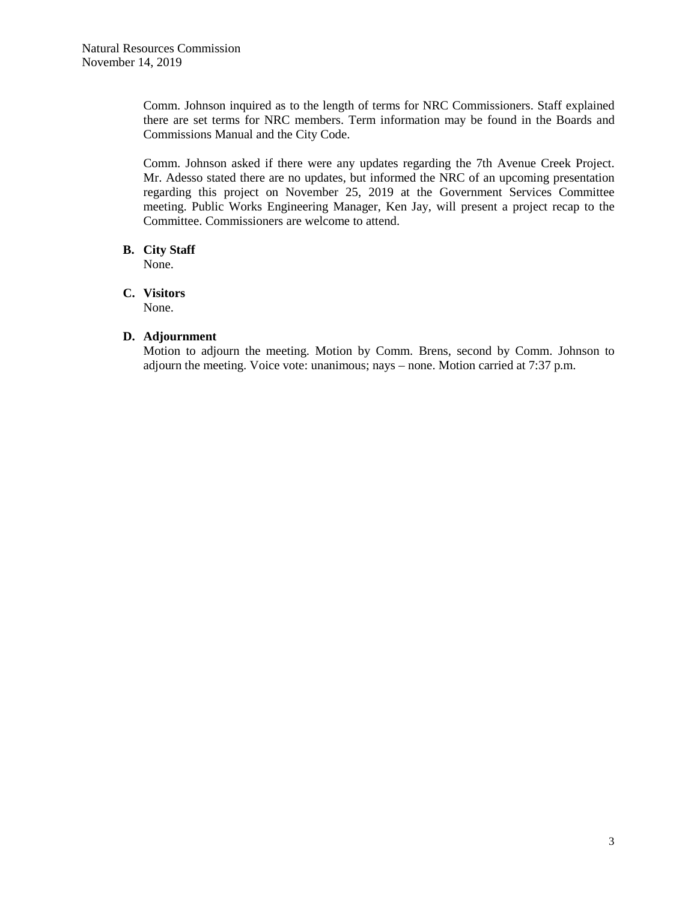Comm. Johnson inquired as to the length of terms for NRC Commissioners. Staff explained there are set terms for NRC members. Term information may be found in the Boards and Commissions Manual and the City Code.

Comm. Johnson asked if there were any updates regarding the 7th Avenue Creek Project. Mr. Adesso stated there are no updates, but informed the NRC of an upcoming presentation regarding this project on November 25, 2019 at the Government Services Committee meeting. Public Works Engineering Manager, Ken Jay, will present a project recap to the Committee. Commissioners are welcome to attend.

**B. City Staff**

None.

**C. Visitors**

None.

**D. Adjournment**

Motion to adjourn the meeting. Motion by Comm. Brens, second by Comm. Johnson to adjourn the meeting. Voice vote: unanimous; nays – none. Motion carried at 7:37 p.m.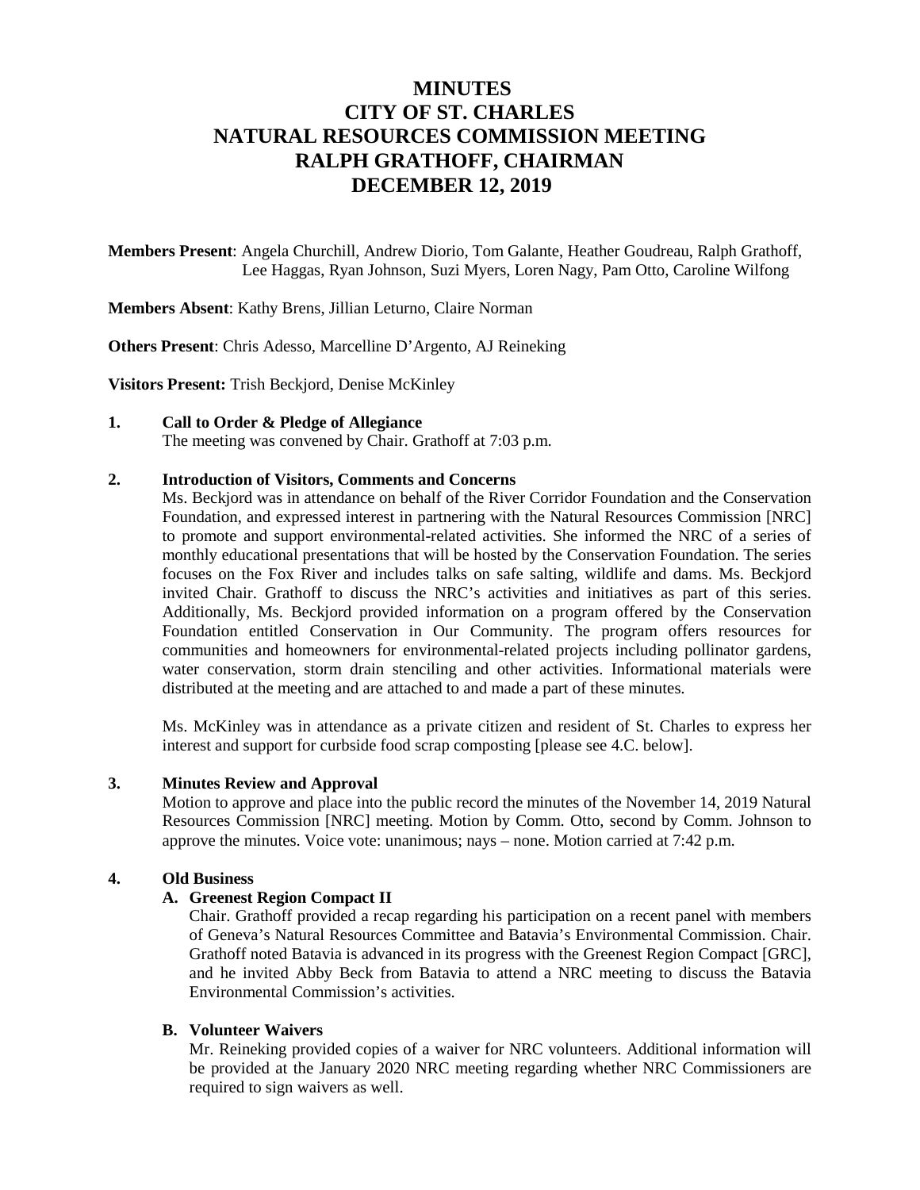# MINUTES
# CITY OF ST. CHARLES
# NATURAL RESOURCES COMMISSION MEETING
# RALPH GRATHOFF, CHAIRMAN
# DECEMBER 12, 2019

**Members Present**: Angela Churchill, Andrew Diorio, Tom Galante, Heather Goudreau, Ralph Grathoff, Lee Haggas, Ryan Johnson, Suzi Myers, Loren Nagy, Pam Otto, Caroline Wilfong

**Members Absent**: Kathy Brens, Jillian Leturno, Claire Norman

**Others Present**: Chris Adesso, Marcelline D'Argento, AJ Reineking

**Visitors Present:** Trish Beckjord, Denise McKinley

**1. Call to Order & Pledge of Allegiance**

The meeting was convened by Chair. Grathoff at 7:03 p.m.

**2. Introduction of Visitors, Comments and Concerns**

Ms. Beckjord was in attendance on behalf of the River Corridor Foundation and the Conservation Foundation, and expressed interest in partnering with the Natural Resources Commission [NRC] to promote and support environmental-related activities. She informed the NRC of a series of monthly educational presentations that will be hosted by the Conservation Foundation. The series focuses on the Fox River and includes talks on safe salting, wildlife and dams. Ms. Beckjord invited Chair. Grathoff to discuss the NRC's activities and initiatives as part of this series. Additionally, Ms. Beckjord provided information on a program offered by the Conservation Foundation entitled Conservation in Our Community. The program offers resources for communities and homeowners for environmental-related projects including pollinator gardens, water conservation, storm drain stenciling and other activities. Informational materials were distributed at the meeting and are attached to and made a part of these minutes.

Ms. McKinley was in attendance as a private citizen and resident of St. Charles to express her interest and support for curbside food scrap composting [please see 4.C. below].

**3. Minutes Review and Approval**

Motion to approve and place into the public record the minutes of the November 14, 2019 Natural Resources Commission [NRC] meeting. Motion by Comm. Otto, second by Comm. Johnson to approve the minutes. Voice vote: unanimous; nays – none. Motion carried at 7:42 p.m.

**4. Old Business**

**A. Greenest Region Compact II**

Chair. Grathoff provided a recap regarding his participation on a recent panel with members of Geneva's Natural Resources Committee and Batavia's Environmental Commission. Chair. Grathoff noted Batavia is advanced in its progress with the Greenest Region Compact [GRC], and he invited Abby Beck from Batavia to attend a NRC meeting to discuss the Batavia Environmental Commission's activities.

**B. Volunteer Waivers**

Mr. Reineking provided copies of a waiver for NRC volunteers. Additional information will be provided at the January 2020 NRC meeting regarding whether NRC Commissioners are required to sign waivers as well.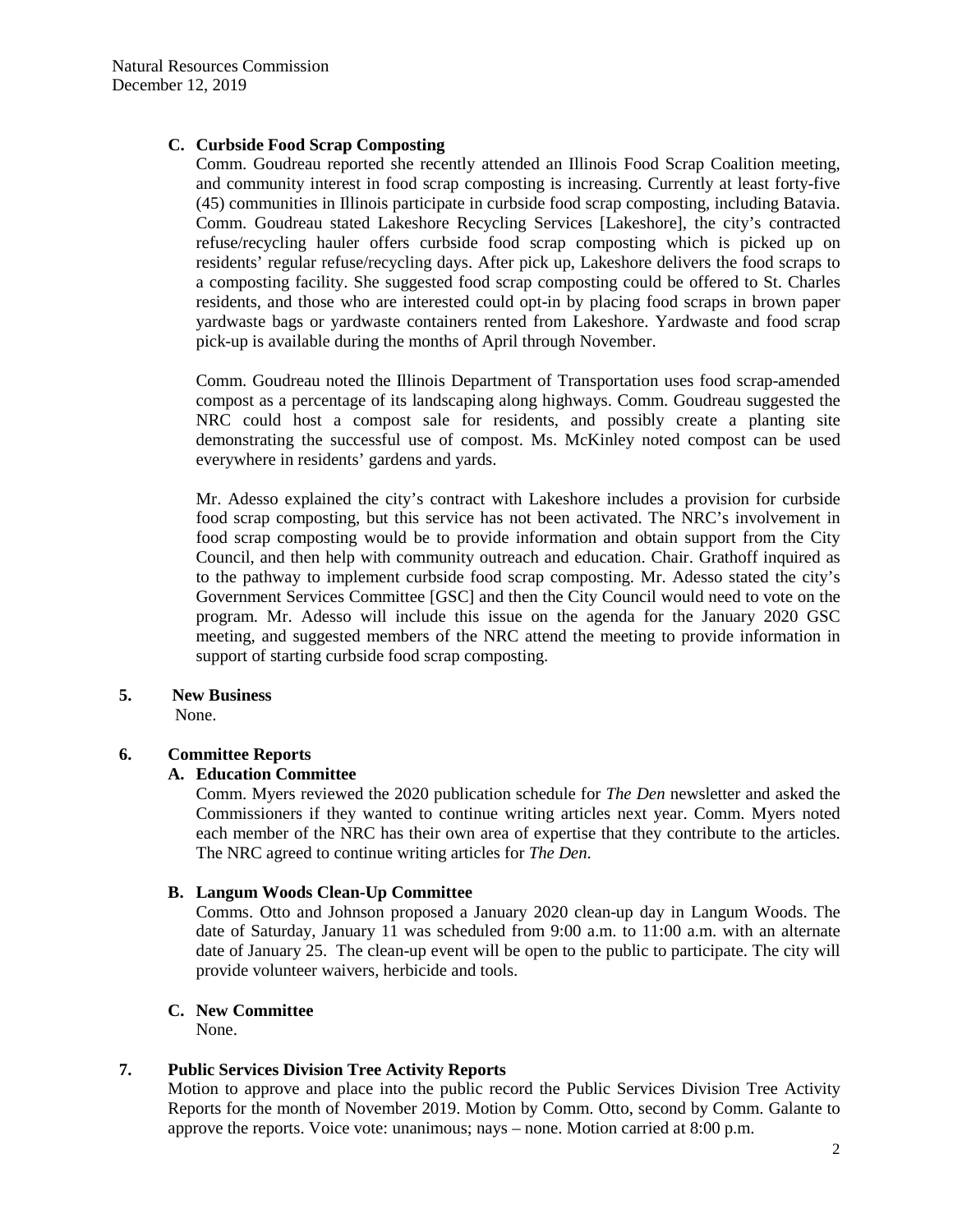**C. Curbside Food Scrap Composting**

Comm. Goudreau reported she recently attended an Illinois Food Scrap Coalition meeting, and community interest in food scrap composting is increasing. Currently at least forty-five (45) communities in Illinois participate in curbside food scrap composting, including Batavia. Comm. Goudreau stated Lakeshore Recycling Services [Lakeshore], the city's contracted refuse/recycling hauler offers curbside food scrap composting which is picked up on residents' regular refuse/recycling days. After pick up, Lakeshore delivers the food scraps to a composting facility. She suggested food scrap composting could be offered to St. Charles residents, and those who are interested could opt-in by placing food scraps in brown paper yardwaste bags or yardwaste containers rented from Lakeshore. Yardwaste and food scrap pick-up is available during the months of April through November.

Comm. Goudreau noted the Illinois Department of Transportation uses food scrap-amended compost as a percentage of its landscaping along highways. Comm. Goudreau suggested the NRC could host a compost sale for residents, and possibly create a planting site demonstrating the successful use of compost. Ms. McKinley noted compost can be used everywhere in residents' gardens and yards.

Mr. Adesso explained the city's contract with Lakeshore includes a provision for curbside food scrap composting, but this service has not been activated. The NRC's involvement in food scrap composting would be to provide information and obtain support from the City Council, and then help with community outreach and education. Chair. Grathoff inquired as to the pathway to implement curbside food scrap composting. Mr. Adesso stated the city's Government Services Committee [GSC] and then the City Council would need to vote on the program. Mr. Adesso will include this issue on the agenda for the January 2020 GSC meeting, and suggested members of the NRC attend the meeting to provide information in support of starting curbside food scrap composting.

**5. New Business**

None.

**6. Committee Reports**

**A. Education Committee**

Comm. Myers reviewed the 2020 publication schedule for *The Den* newsletter and asked the Commissioners if they wanted to continue writing articles next year. Comm. Myers noted each member of the NRC has their own area of expertise that they contribute to the articles. The NRC agreed to continue writing articles for *The Den*.

**B. Langum Woods Clean-Up Committee**

Comms. Otto and Johnson proposed a January 2020 clean-up day in Langum Woods. The date of Saturday, January 11 was scheduled from 9:00 a.m. to 11:00 a.m. with an alternate date of January 25. The clean-up event will be open to the public to participate. The city will provide volunteer waivers, herbicide and tools.

**C. New Committee**

None.

**7. Public Services Division Tree Activity Reports**

Motion to approve and place into the public record the Public Services Division Tree Activity Reports for the month of November 2019. Motion by Comm. Otto, second by Comm. Galante to approve the reports. Voice vote: unanimous; nays – none. Motion carried at 8:00 p.m.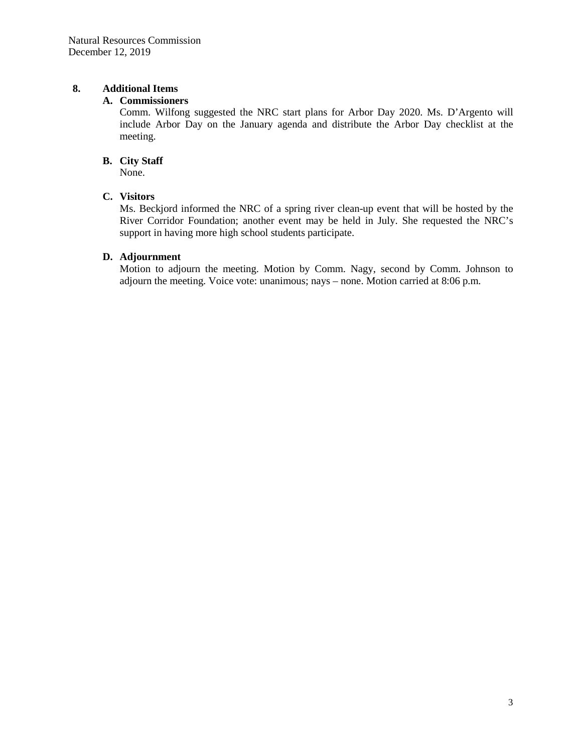## 8. Additional Items

### A. Commissioners

Comm. Wilfong suggested the NRC start plans for Arbor Day 2020. Ms. D'Argento will include Arbor Day on the January agenda and distribute the Arbor Day checklist at the meeting.

### B. City Staff

None.

### C. Visitors

Ms. Beckjord informed the NRC of a spring river clean-up event that will be hosted by the River Corridor Foundation; another event may be held in July. She requested the NRC's support in having more high school students participate.

### D. Adjournment

Motion to adjourn the meeting. Motion by Comm. Nagy, second by Comm. Johnson to adjourn the meeting. Voice vote: unanimous; nays – none. Motion carried at 8:06 p.m.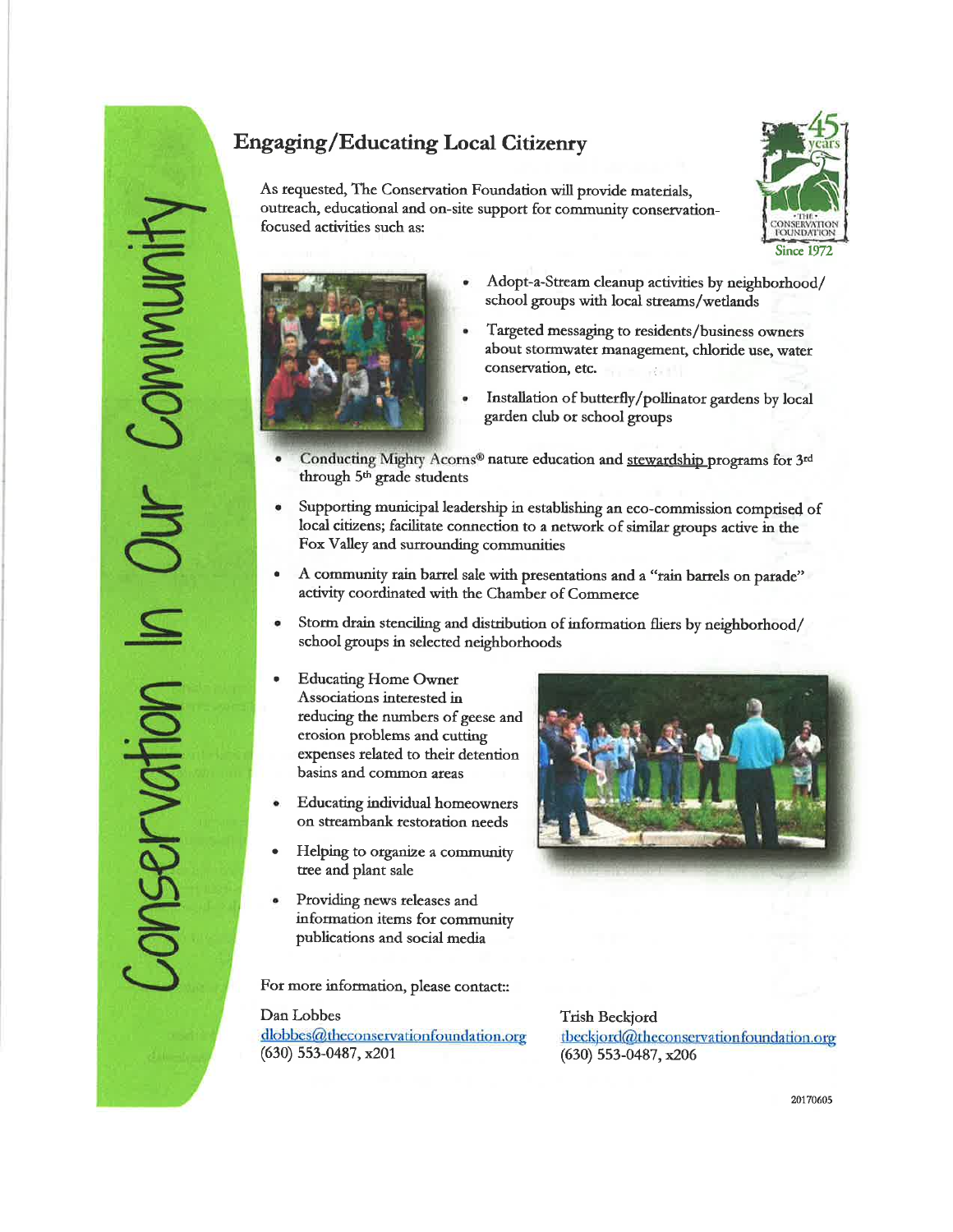Conservation In Our Community

## Engaging/Educating Local Citizenry

As requested, The Conservation Foundation will provide materials, outreach, educational and on-site support for community conservation-focused activities such as:

- Adopt-a-Stream cleanup activities by neighborhood/ school groups with local streams/wetlands
- Targeted messaging to residents/business owners about stormwater management, chloride use, water conservation, etc.
- Installation of butterfly/pollinator gardens by local garden club or school groups
- Conducting Mighty Acorns® nature education and stewardship programs for 3rd through 5th grade students
- Supporting municipal leadership in establishing an eco-commission comprised of local citizens; facilitate connection to a network of similar groups active in the Fox Valley and surrounding communities
- A community rain barrel sale with presentations and a "rain barrels on parade" activity coordinated with the Chamber of Commerce
- Storm drain stenciling and distribution of information fliers by neighborhood/ school groups in selected neighborhoods
- Educating Home Owner Associations interested in reducing the numbers of geese and erosion problems and cutting expenses related to their detention basins and common areas
- Educating individual homeowners on streambank restoration needs
- Helping to organize a community tree and plant sale
- Providing news releases and information items for community publications and social media

For more information, please contact::

Dan Lobbes
dlobbes@theconservationfoundation.org
(630) 553-0487, x201

Trish Beckjord
tbeckjord@theconservationfoundation.org
(630) 553-0487, x206

20170605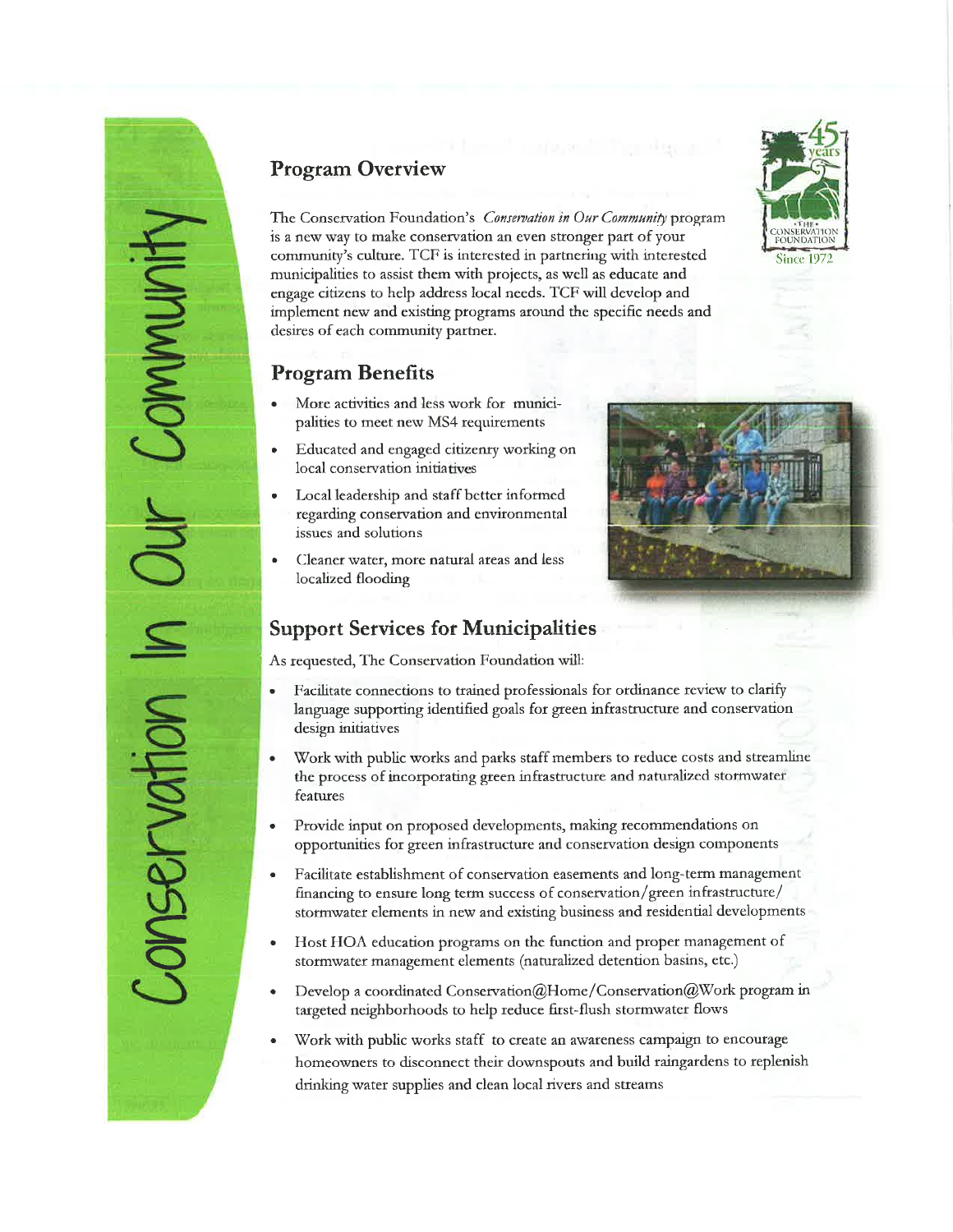# Conservation In Our Community

## Program Overview

The Conservation Foundation's *Conservation in Our Community* program is a new way to make conservation an even stronger part of your community's culture. TCF is interested in partnering with interested municipalities to assist them with projects, as well as educate and engage citizens to help address local needs. TCF will develop and implement new and existing programs around the specific needs and desires of each community partner.

THE CONSERVATION FOUNDATION
45 years
Since 1972

## Program Benefits

- More activities and less work for municipalities to meet new MS4 requirements
- Educated and engaged citizenry working on local conservation initiatives
- Local leadership and staff better informed regarding conservation and environmental issues and solutions
- Cleaner water, more natural areas and less localized flooding

## Support Services for Municipalities

As requested, The Conservation Foundation will:

- Facilitate connections to trained professionals for ordinance review to clarify language supporting identified goals for green infrastructure and conservation design initiatives
- Work with public works and parks staff members to reduce costs and streamline the process of incorporating green infrastructure and naturalized stormwater features
- Provide input on proposed developments, making recommendations on opportunities for green infrastructure and conservation design components
- Facilitate establishment of conservation easements and long-term management financing to ensure long term success of conservation/green infrastructure/stormwater elements in new and existing business and residential developments
- Host HOA education programs on the function and proper management of stormwater management elements (naturalized detention basins, etc.)
- Develop a coordinated Conservation@Home/Conservation@Work program in targeted neighborhoods to help reduce first-flush stormwater flows
- Work with public works staff to create an awareness campaign to encourage homeowners to disconnect their downspouts and build raingardens to replenish drinking water supplies and clean local rivers and streams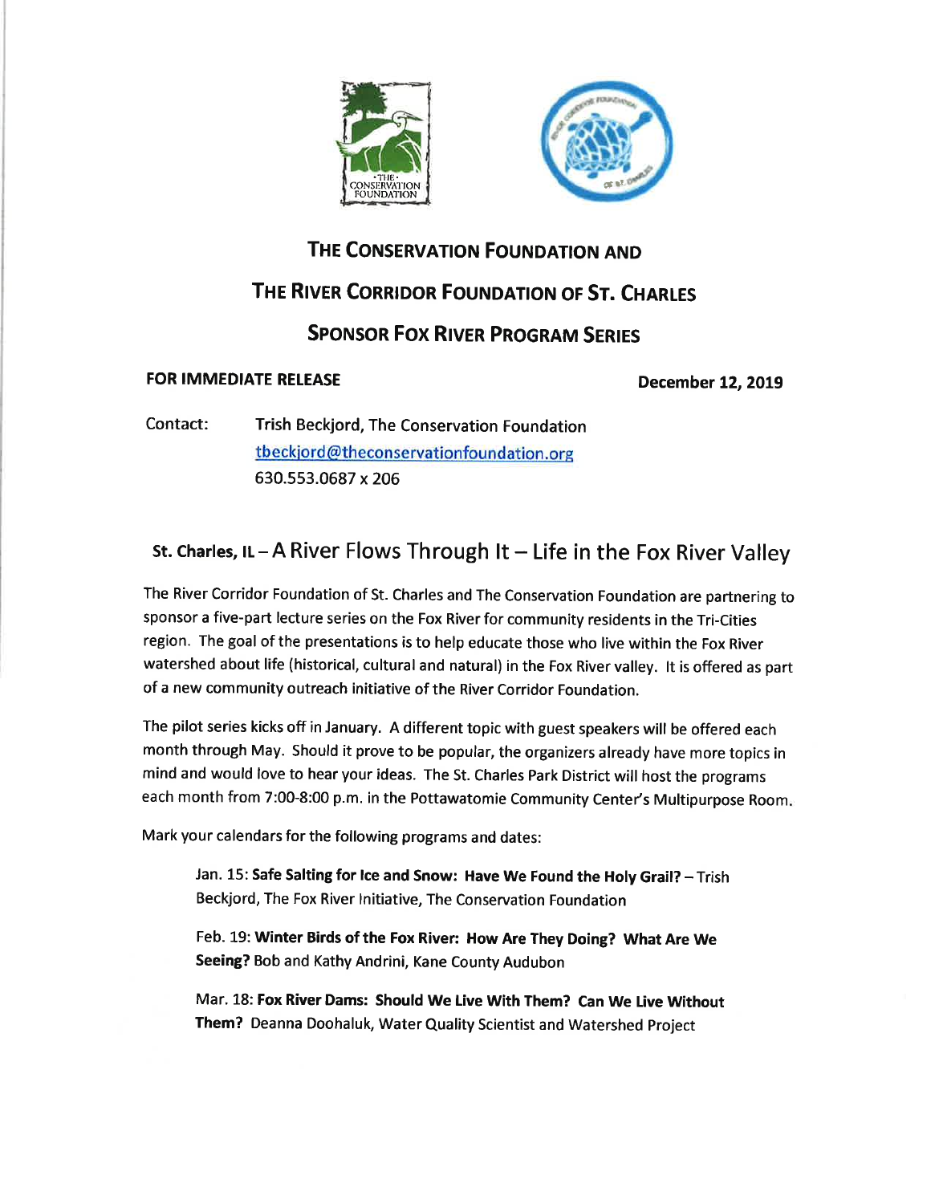# THE CONSERVATION FOUNDATION AND THE RIVER CORRIDOR FOUNDATION OF ST. CHARLES SPONSOR FOX RIVER PROGRAM SERIES

**FOR IMMEDIATE RELEASE** **December 12, 2019**

Contact: Trish Beckjord, The Conservation Foundation
tbeckjord@theconservationfoundation.org
630.553.0687 x 206

## St. Charles, IL – A River Flows Through It – Life in the Fox River Valley

The River Corridor Foundation of St. Charles and The Conservation Foundation are partnering to sponsor a five-part lecture series on the Fox River for community residents in the Tri-Cities region. The goal of the presentations is to help educate those who live within the Fox River watershed about life (historical, cultural and natural) in the Fox River valley. It is offered as part of a new community outreach initiative of the River Corridor Foundation.

The pilot series kicks off in January. A different topic with guest speakers will be offered each month through May. Should it prove to be popular, the organizers already have more topics in mind and would love to hear your ideas. The St. Charles Park District will host the programs each month from 7:00-8:00 p.m. in the Pottawatomie Community Center's Multipurpose Room.

Mark your calendars for the following programs and dates:

Jan. 15: **Safe Salting for Ice and Snow: Have We Found the Holy Grail?** – Trish Beckjord, The Fox River Initiative, The Conservation Foundation

Feb. 19: **Winter Birds of the Fox River: How Are They Doing? What Are We Seeing?** Bob and Kathy Andrini, Kane County Audubon

Mar. 18: **Fox River Dams: Should We Live With Them? Can We Live Without Them?** Deanna Doohaluk, Water Quality Scientist and Watershed Project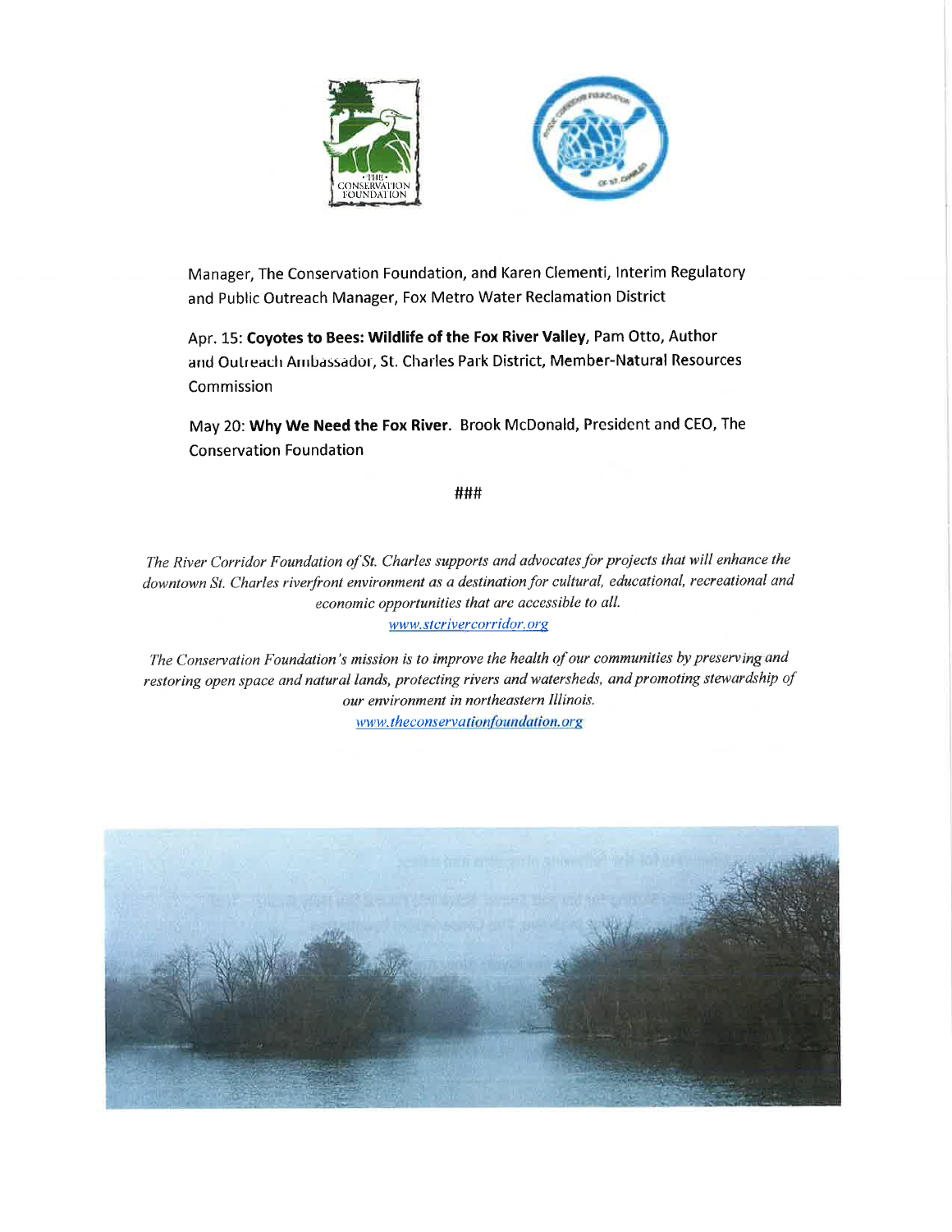Manager, The Conservation Foundation, and Karen Clementi, Interim Regulatory and Public Outreach Manager, Fox Metro Water Reclamation District

Apr. 15: **Coyotes to Bees: Wildlife of the Fox River Valley**, Pam Otto, Author and Outreach Ambassador, St. Charles Park District, Member-Natural Resources Commission

May 20: **Why We Need the Fox River.** Brook McDonald, President and CEO, The Conservation Foundation

###

*The River Corridor Foundation of St. Charles supports and advocates for projects that will enhance the downtown St. Charles riverfront environment as a destination for cultural, educational, recreational and economic opportunities that are accessible to all.*

www.stcrivercorridor.org

*The Conservation Foundation's mission is to improve the health of our communities by preserving and restoring open space and natural lands, protecting rivers and watersheds, and promoting stewardship of our environment in northeastern Illinois.*

www.theconservationfoundation.org